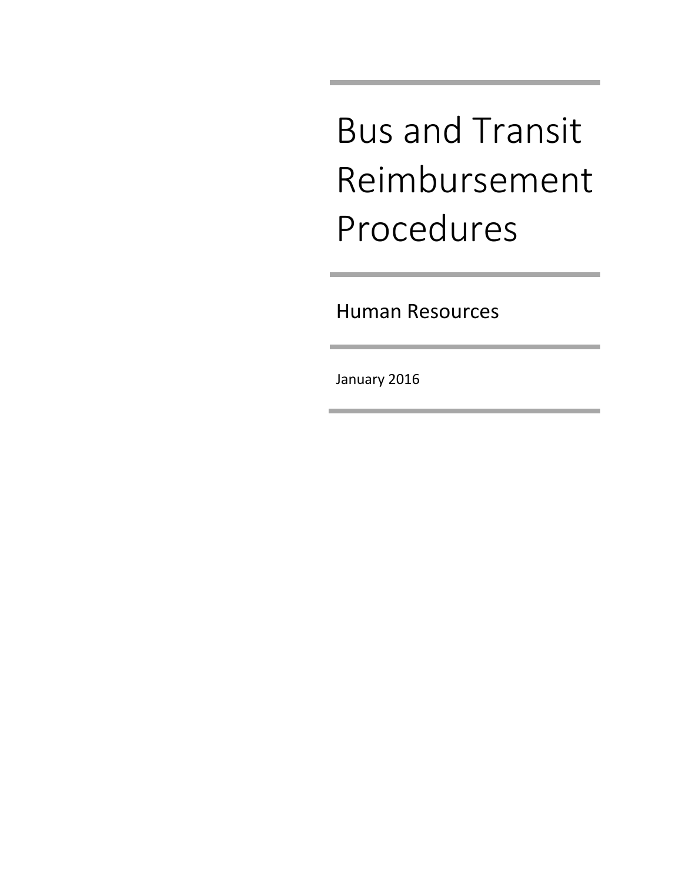# Bus and Transit Reimbursement Procedures

Human Resources

January 2016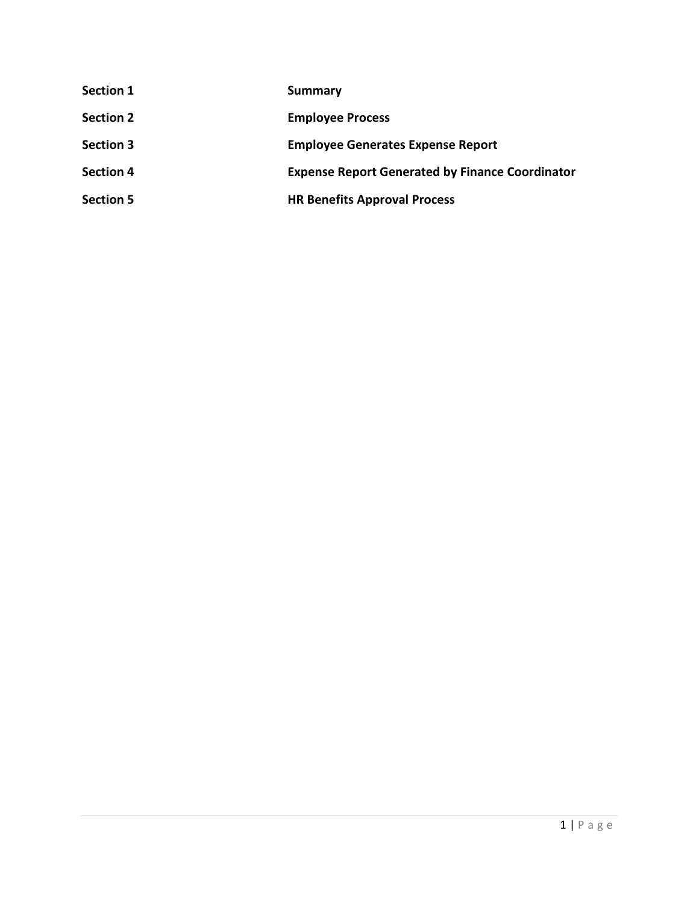| | |
|---|---|
| **Section 1** | **Summary** |
| **Section 2** | **Employee Process** |
| **Section 3** | **Employee Generates Expense Report** |
| **Section 4** | **Expense Report Generated by Finance Coordinator** |
| **Section 5** | **HR Benefits Approval Process** |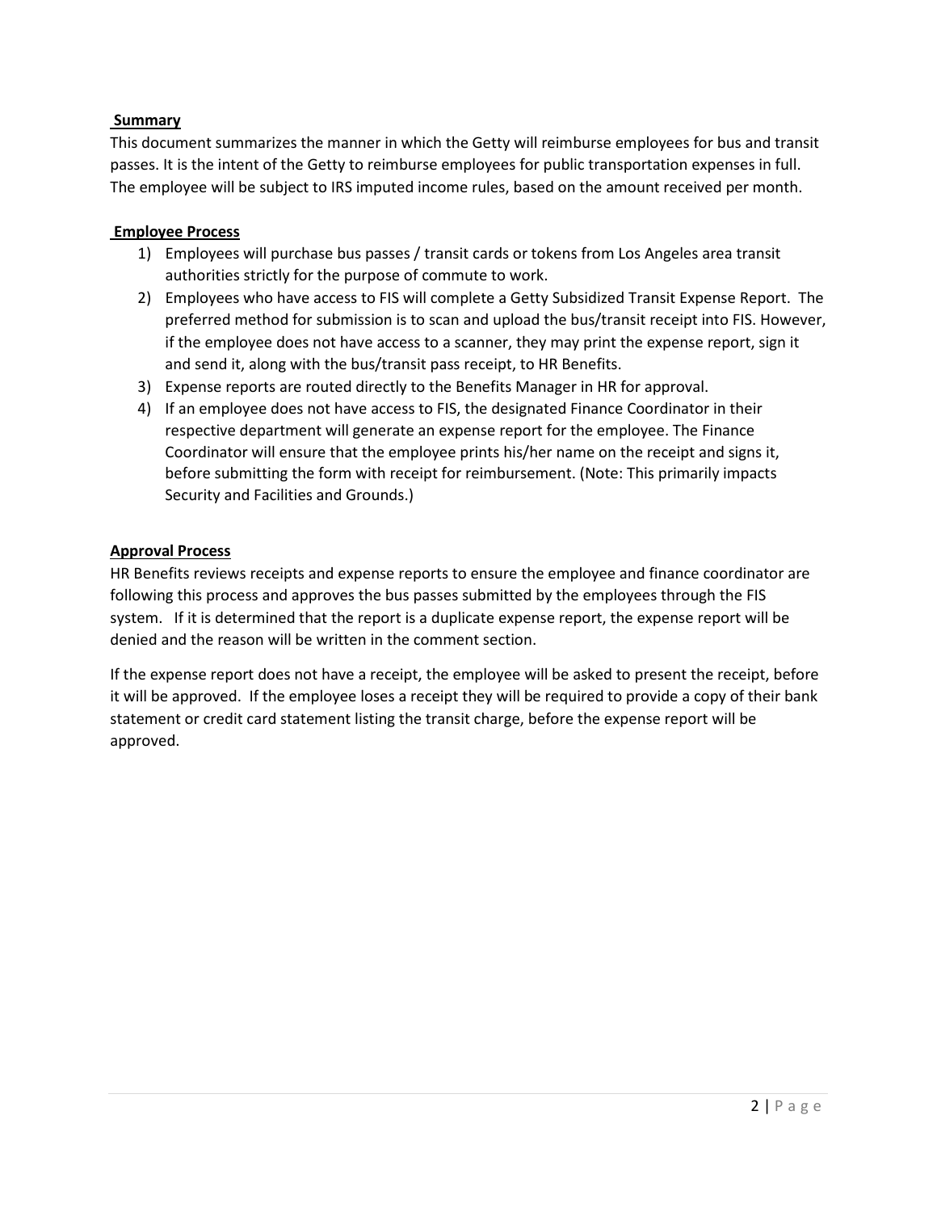## Summary

This document summarizes the manner in which the Getty will reimburse employees for bus and transit passes. It is the intent of the Getty to reimburse employees for public transportation expenses in full. The employee will be subject to IRS imputed income rules, based on the amount received per month.

## Employee Process

1) Employees will purchase bus passes / transit cards or tokens from Los Angeles area transit authorities strictly for the purpose of commute to work.
2) Employees who have access to FIS will complete a Getty Subsidized Transit Expense Report. The preferred method for submission is to scan and upload the bus/transit receipt into FIS. However, if the employee does not have access to a scanner, they may print the expense report, sign it and send it, along with the bus/transit pass receipt, to HR Benefits.
3) Expense reports are routed directly to the Benefits Manager in HR for approval.
4) If an employee does not have access to FIS, the designated Finance Coordinator in their respective department will generate an expense report for the employee. The Finance Coordinator will ensure that the employee prints his/her name on the receipt and signs it, before submitting the form with receipt for reimbursement. (Note: This primarily impacts Security and Facilities and Grounds.)

## Approval Process

HR Benefits reviews receipts and expense reports to ensure the employee and finance coordinator are following this process and approves the bus passes submitted by the employees through the FIS system. If it is determined that the report is a duplicate expense report, the expense report will be denied and the reason will be written in the comment section.

If the expense report does not have a receipt, the employee will be asked to present the receipt, before it will be approved. If the employee loses a receipt they will be required to provide a copy of their bank statement or credit card statement listing the transit charge, before the expense report will be approved.